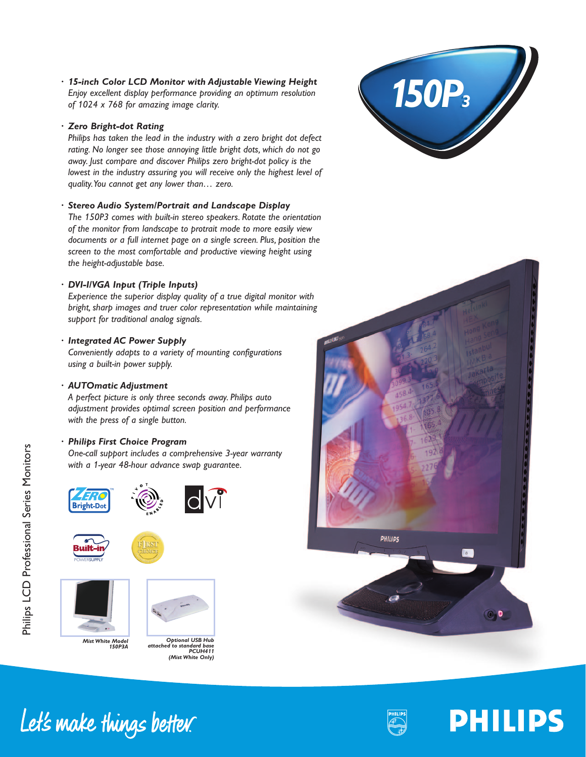# 150P3

- ***15-inch Color LCD Monitor with Adjustable Viewing Height***
  *Enjoy excellent display performance providing an optimum resolution of 1024 x 768 for amazing image clarity.*

- ***Zero Bright-dot Rating***
  *Philips has taken the lead in the industry with a zero bright dot defect rating. No longer see those annoying little bright dots, which do not go away. Just compare and discover Philips zero bright-dot policy is the lowest in the industry assuring you will receive only the highest level of quality. You cannot get any lower than… zero.*

- ***Stereo Audio System/Portrait and Landscape Display***
  *The 150P3 comes with built-in stereo speakers. Rotate the orientation of the monitor from landscape to protrait mode to more easily view documents or a full internet page on a single screen. Plus, position the screen to the most comfortable and productive viewing height using the height-adjustable base.*

- ***DVI-I/VGA Input (Triple Inputs)***
  *Experience the superior display quality of a true digital monitor with bright, sharp images and truer color representation while maintaining support for traditional analog signals.*

- ***Integrated AC Power Supply***
  *Conveniently adapts to a variety of mounting configurations using a built-in power supply.*

- ***AUTOmatic Adjustment***
  *A perfect picture is only three seconds away. Philips auto adjustment provides optimal screen position and performance with the press of a single button.*

- ***Philips First Choice Program***
  *One-call support includes a comprehensive 3-year warranty with a 1-year 48-hour advance swap guarantee.*

***Mist White Model 150P3A***

***Optional USB Hub attached to standard base PCUH411 (Mist White Only)***

Let's make things better.

PHILIPS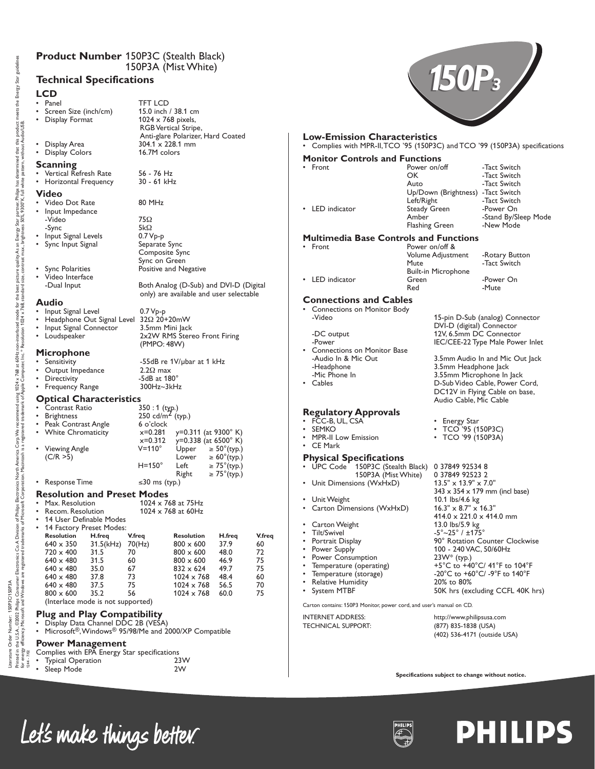# Product Number 150P3C (Stealth Black) 150P3A (Mist White)

## Technical Specifications

### LCD

- Panel: TFT LCD
- Screen Size (inch/cm): 15.0 inch / 38.1 cm
- Display Format: 1024 x 768 pixels, RGB Vertical Stripe, Anti-glare Polarizer, Hard Coated
- Display Area: 304.1 x 228.1 mm
- Display Colors: 16.7M colors

### Scanning

- Vertical Refresh Rate: 56 - 76 Hz
- Horizontal Frequency: 30 - 61 kHz

### Video

- Video Dot Rate: 80 MHz
- Input Impedance
  - -Video: 75Ω
  - -Sync: 5kΩ
- Input Signal Levels: 0.7 Vp-p
- Sync Input Signal: Separate Sync, Composite Sync, Sync on Green
- Sync Polarities: Positive and Negative
- Video Interface
  - -Dual Input: Both Analog (D-Sub) and DVI-D (Digital only) are available and user selectable

### Audio

- Input Signal Level: 0.7 Vp-p
- Headphone Out Signal Level: 32Ω 20+20mW
- Input Signal Connector: 3.5mm Mini Jack
- Loudspeaker: 2x2W RMS Stereo Front Firing (PMPO: 48W)

### Microphone

- Sensitivity: -55dB re 1V/μbar at 1 kHz
- Output Impedance: 2.2Ω max
- Directivity: -5dB at 180°
- Frequency Range: 300Hz~3kHz

### Optical Characteristics

- Contrast Ratio: 350 : 1 (typ.)
- Brightness: 250 cd/m$^2$ (typ.)
- Peak Contrast Angle: 6 o'clock
- White Chromaticity: x=0.281 y=0.311 (at 9300° K); x=0.312 y=0.338 (at 6500° K)
- Viewing Angle (C/R >5): V=110° Upper ≥ 50°(typ.), Lower ≥ 60°(typ.); H=150° Left ≥ 75°(typ.), Right ≥ 75°(typ.)
- Response Time: ≤30 ms (typ.)

### Resolution and Preset Modes

- Max. Resolution: 1024 x 768 at 75Hz
- Recom. Resolution: 1024 x 768 at 60Hz
- 14 User Definable Modes
- 14 Factory Preset Modes:

| Resolution | H.freq | V.freq | Resolution | H.freq | V.freq |
|---|---|---|---|---|---|
| 640 x 350 | 31.5(kHz) | 70(Hz) | 800 x 600 | 37.9 | 60 |
| 720 x 400 | 31.5 | 70 | 800 x 600 | 48.0 | 72 |
| 640 x 480 | 31.5 | 60 | 800 x 600 | 46.9 | 75 |
| 640 x 480 | 35.0 | 67 | 832 x 624 | 49.7 | 75 |
| 640 x 480 | 37.8 | 73 | 1024 x 768 | 48.4 | 60 |
| 640 x 480 | 37.5 | 75 | 1024 x 768 | 56.5 | 70 |
| 800 x 600 | 35.2 | 56 | 1024 x 768 | 60.0 | 75 |

(Interlace mode is not supported)

### Plug and Play Compatibility

- Display Data Channel DDC 2B (VESA)
- Microsoft®, Windows® 95/98/Me and 2000/XP Compatible

### Power Management

Complies with EPA Energy Star specifications

- Typical Operation: 23W
- Sleep Mode: 2W

# 150P3

### Low-Emission Characteristics

- Complies with MPR-II, TCO '95 (150P3C) and TCO '99 (150P3A) specifications

### Monitor Controls and Functions

- Front
  - Power on/off: -Tact Switch
  - OK: -Tact Switch
  - Auto: -Tact Switch
  - Up/Down (Brightness): -Tact Switch
  - Left/Right: -Tact Switch
- LED indicator
  - Steady Green: -Power On
  - Amber: -Stand By/Sleep Mode
  - Flashing Green: -New Mode

### Multimedia Base Controls and Functions

- Front
  - Power on/off & Volume Adjustment: -Rotary Button
  - Mute: -Tact Switch
  - Built-in Microphone
- LED indicator
  - Green: -Power On
  - Red: -Mute

### Connections and Cables

- Connections on Monitor Body
  - -Video: 15-pin D-Sub (analog) Connector, DVI-D (digital) Connector
  - -DC output: 12V, 6.5mm DC Connector
  - -Power: IEC/CEE-22 Type Male Power Inlet
- Connections on Monitor Base
  - -Audio In & Mic Out: 3.5mm Audio In and Mic Out Jack
  - -Headphone: 3.5mm Headphone Jack
  - -Mic Phone In: 3.55mm Microphone In Jack
- Cables: D-Sub Video Cable, Power Cord, DC12V in Flying Cable on base, Audio Cable, Mic Cable

### Regulatory Approvals

- FCC-B, UL, CSA
- SEMKO
- MPR-II Low Emission
- CE Mark
- Energy Star
- TCO '95 (150P3C)
- TCO '99 (150P3A)

### Physical Specifications

- UPC Code: 150P3C (Stealth Black) 0 37849 92534 8; 150P3A (Mist White) 0 37849 92523 2
- Unit Dimensions (WxHxD): 13.5" x 13.9" x 7.0"; 343 x 354 x 179 mm (incl base)
- Unit Weight: 10.1 lbs/4.6 kg
- Carton Dimensions (WxHxD): 16.3" x 8.7" x 16.3"; 414.0 x 221.0 x 414.0 mm
- Carton Weight: 13.0 lbs/5.9 kg
- Tilt/Swivel: -5°~25° / ±175°
- Portrait Display: 90° Rotation Counter Clockwise
- Power Supply: 100 - 240 VAC, 50/60Hz
- Power Consumption: 23W* (typ.)
- Temperature (operating): +5°C to +40°C/ 41°F to 104°F
- Temperature (storage): -20°C to +60°C/ -9°F to 140°F
- Relative Humidity: 20% to 80%
- System MTBF: 50K hrs (excluding CCFL 40K hrs)

Carton contains: 150P3 Monitor, power cord, and user's manual on CD.

INTERNET ADDRESS: http://www.philipsusa.com

TECHNICAL SUPPORT: (877) 835-1838 (USA); (402) 536-4171 (outside USA)

**Specifications subject to change without notice.**

Literature Order Number: 150P3C/150P3A

Printed in the U.S.A., ©2002 Philips Consumer Electronics Co. A Division of Philips Electronics North America Corp. We recommend using 1024 x 768 at 60Hz non-interlaced mode for the best picture quality. As an Energy Star partner, Philips has determined that this product meets the Energy Star guidelines for energy efficiency. Microsoft and Windows are registered trademarks of Microsoft Corporation. Macintosh is a registered trademark of Apple Computer, Inc. * Resolution 1024 x 768, standard size, contrast max., brightness 50%, 9300°K, full white pattern, without Audio/USB.

1244 - 7/02

Let's make things better.

PHILIPS